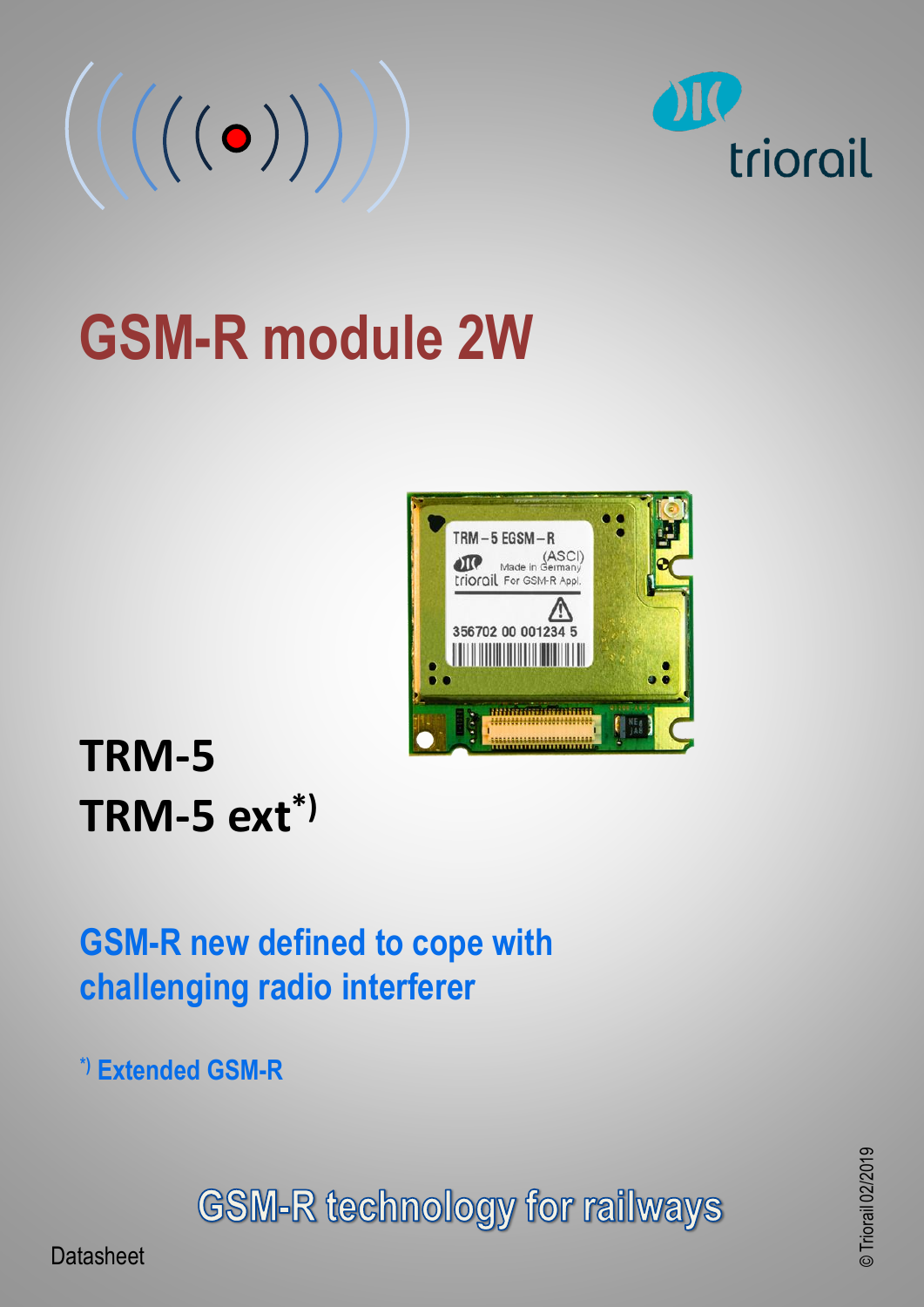# GSM-R module 2W

**TRM-5**
**TRM-5 ext*)**

## GSM-R new defined to cope with challenging radio interferer

*) Extended GSM-R

GSM-R technology for railways

Datasheet

© Triorail 02/2019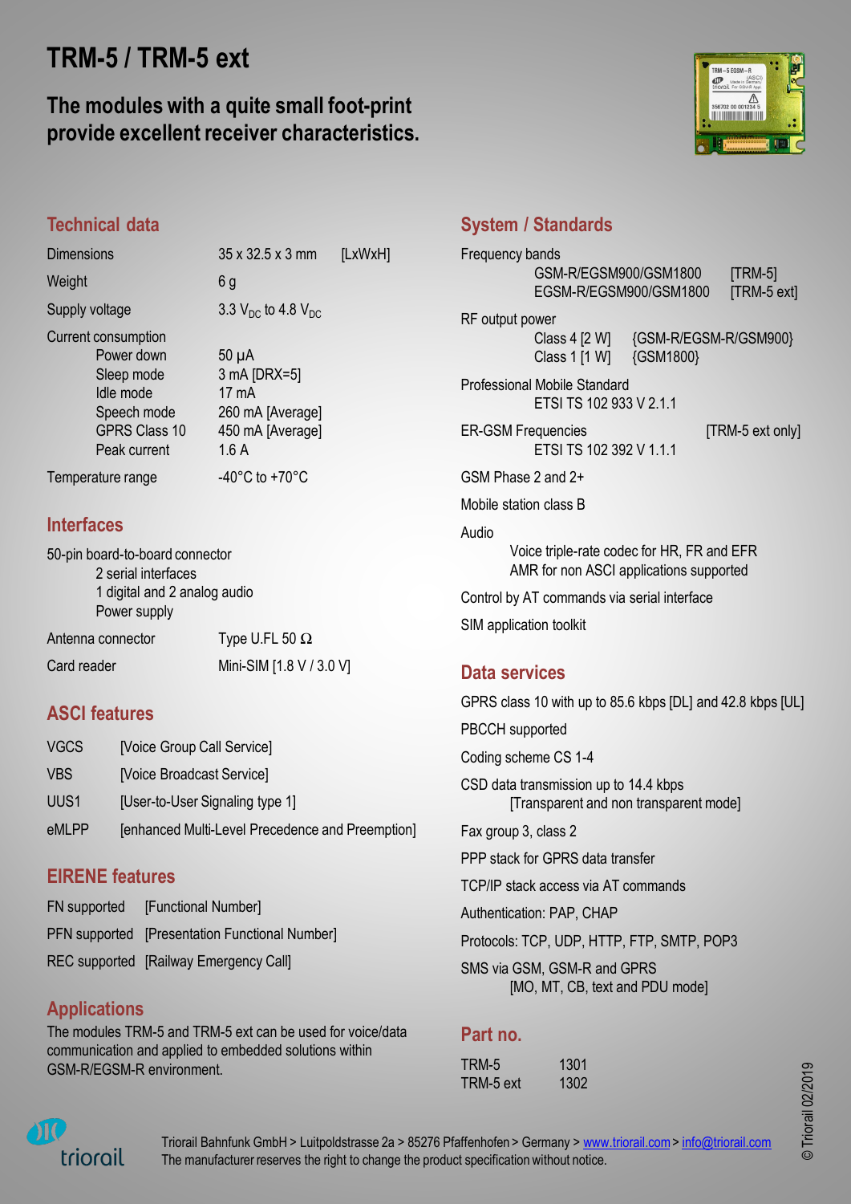# TRM-5 / TRM-5 ext

## The modules with a quite small foot-print provide excellent receiver characteristics.

## Technical data

| | | |
|---|---|---|
| Dimensions | 35 x 32.5 x 3 mm | [LxWxH] |
| Weight | 6 g | |
| Supply voltage | 3.3 $V_{DC}$ to 4.8 $V_{DC}$ | |

Current consumption

| | |
|---|---|
| Power down | 50 µA |
| Sleep mode | 3 mA [DRX=5] |
| Idle mode | 17 mA |
| Speech mode | 260 mA [Average] |
| GPRS Class 10 | 450 mA [Average] |
| Peak current | 1.6 A |

Temperature range: -40°C to +70°C

## Interfaces

50-pin board-to-board connector
- 2 serial interfaces
- 1 digital and 2 analog audio
- Power supply

| | |
|---|---|
| Antenna connector | Type U.FL 50 Ω |
| Card reader | Mini-SIM [1.8 V / 3.0 V] |

## ASCI features

| | |
|---|---|
| VGCS | [Voice Group Call Service] |
| VBS | [Voice Broadcast Service] |
| UUS1 | [User-to-User Signaling type 1] |
| eMLPP | [enhanced Multi-Level Precedence and Preemption] |

## EIRENE features

| | |
|---|---|
| FN supported | [Functional Number] |
| PFN supported | [Presentation Functional Number] |
| REC supported | [Railway Emergency Call] |

## Applications

The modules TRM-5 and TRM-5 ext can be used for voice/data communication and applied to embedded solutions within GSM-R/EGSM-R environment.

## System / Standards

Frequency bands
- GSM-R/EGSM900/GSM1800 [TRM-5]
- EGSM-R/EGSM900/GSM1800 [TRM-5 ext]

RF output power
- Class 4 [2 W] {GSM-R/EGSM-R/GSM900}
- Class 1 [1 W] {GSM1800}

Professional Mobile Standard
- ETSI TS 102 933 V 2.1.1

ER-GSM Frequencies [TRM-5 ext only]
- ETSI TS 102 392 V 1.1.1

GSM Phase 2 and 2+

Mobile station class B

Audio
- Voice triple-rate codec for HR, FR and EFR
- AMR for non ASCI applications supported

Control by AT commands via serial interface

SIM application toolkit

## Data services

GPRS class 10 with up to 85.6 kbps [DL] and 42.8 kbps [UL]

PBCCH supported

Coding scheme CS 1-4

CSD data transmission up to 14.4 kbps
- [Transparent and non transparent mode]

Fax group 3, class 2

PPP stack for GPRS data transfer

TCP/IP stack access via AT commands

Authentication: PAP, CHAP

Protocols: TCP, UDP, HTTP, FTP, SMTP, POP3

SMS via GSM, GSM-R and GPRS
- [MO, MT, CB, text and PDU mode]

## Part no.

| | |
|---|---|
| TRM-5 | 1301 |
| TRM-5 ext | 1302 |

© Triorail 02/2019

Triorail Bahnfunk GmbH > Luitpoldstrasse 2a > 85276 Pfaffenhofen > Germany > www.triorail.com > info@triorail.com
The manufacturer reserves the right to change the product specification without notice.